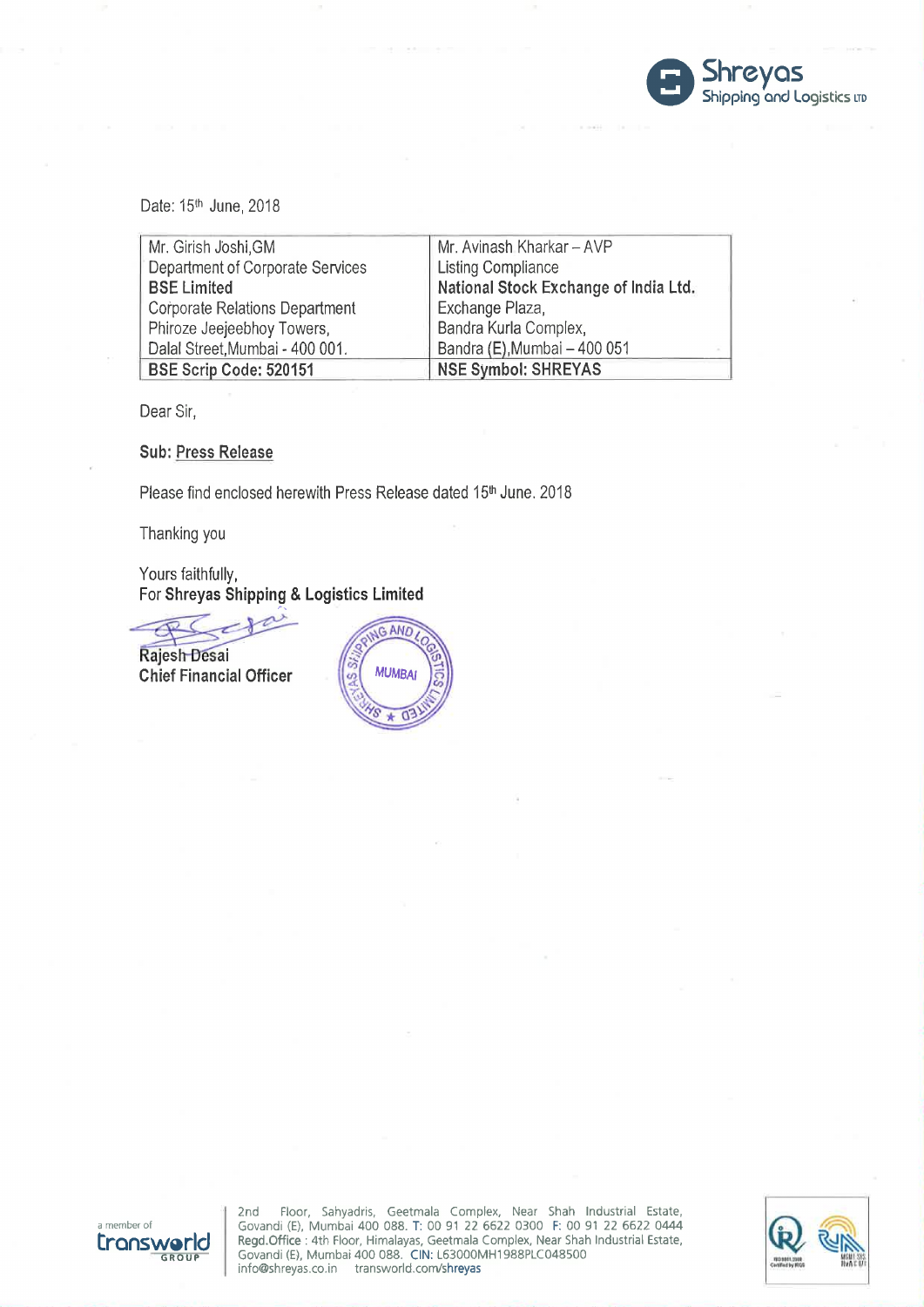Shreyas Shipping and Logistics LTD

Date: 15th June, 2018

| Mr. Girish Joshi,GM<br>Department of Corporate Services<br>**BSE Limited**<br>Corporate Relations Department<br>Phiroze Jeejeebhoy Towers,<br>Dalal Street,Mumbai - 400 001. | Mr. Avinash Kharkar – AVP<br>Listing Compliance<br>**National Stock Exchange of India Ltd.**<br>Exchange Plaza,<br>Bandra Kurla Complex,<br>Bandra (E),Mumbai – 400 051 |
|---|---|
| **BSE Scrip Code: 520151** | **NSE Symbol: SHREYAS** |

Dear Sir,

**Sub: Press Release**

Please find enclosed herewith Press Release dated 15th June. 2018

Thanking you

Yours faithfully,
For **Shreyas Shipping & Logistics Limited**

**Rajesh Desai**
**Chief Financial Officer**

a member of transworld GROUP

2nd Floor, Sahyadris, Geetmala Complex, Near Shah Industrial Estate, Govandi (E), Mumbai 400 088. T: 00 91 22 6622 0300 F: 00 91 22 6622 0444
Regd.Office : 4th Floor, Himalayas, Geetmala Complex, Near Shah Industrial Estate, Govandi (E), Mumbai 400 088. CIN: L63000MH1988PLC048500
info@shreyas.co.in transworld.com/shreyas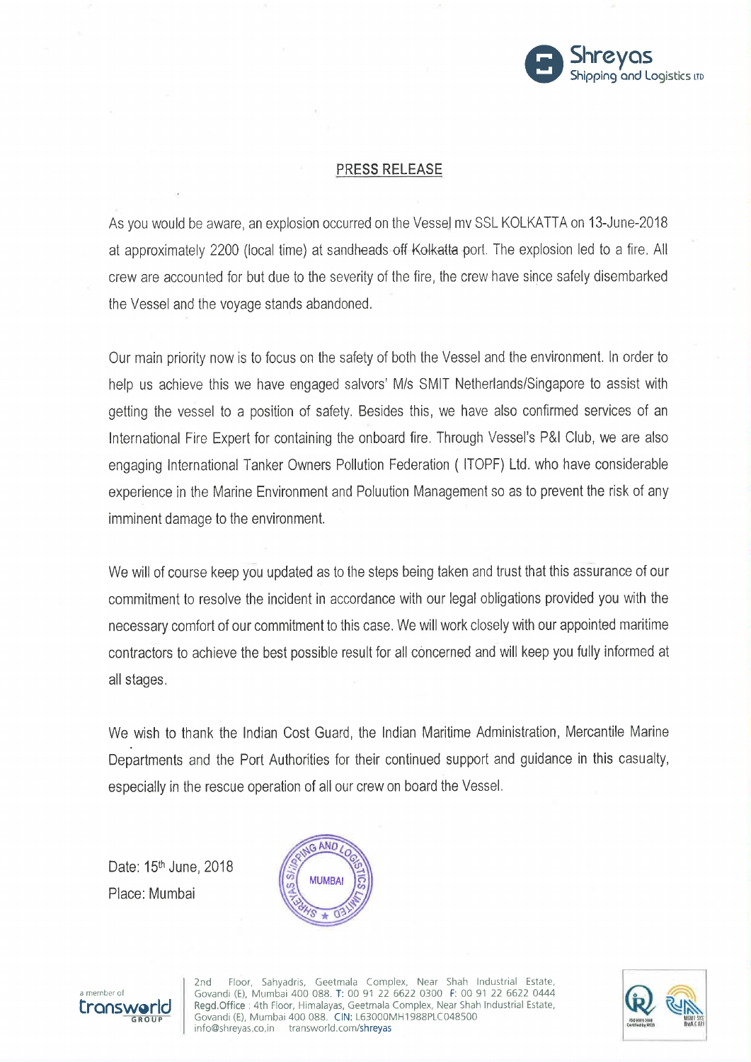Shreyas
Shipping and Logistics LTD

## PRESS RELEASE

As you would be aware, an explosion occurred on the Vessel mv SSL KOLKATTA on 13-June-2018 at approximately 2200 (local time) at sandheads off Kolkatta port. The explosion led to a fire. All crew are accounted for but due to the severity of the fire, the crew have since safely disembarked the Vessel and the voyage stands abandoned.

Our main priority now is to focus on the safety of both the Vessel and the environment. In order to help us achieve this we have engaged salvors' M/s SMIT Netherlands/Singapore to assist with getting the vessel to a position of safety. Besides this, we have also confirmed services of an International Fire Expert for containing the onboard fire. Through Vessel's P&I Club, we are also engaging International Tanker Owners Pollution Federation ( ITOPF) Ltd. who have considerable experience in the Marine Environment and Poluution Management so as to prevent the risk of any imminent damage to the environment.

We will of course keep you updated as to the steps being taken and trust that this assurance of our commitment to resolve the incident in accordance with our legal obligations provided you with the necessary comfort of our commitment to this case. We will work closely with our appointed maritime contractors to achieve the best possible result for all concerned and will keep you fully informed at all stages.

We wish to thank the Indian Cost Guard, the Indian Maritime Administration, Mercantile Marine Departments and the Port Authorities for their continued support and guidance in this casualty, especially in the rescue operation of all our crew on board the Vessel.

Date: 15th June, 2018
Place: Mumbai

SHREYAS SHIPPING AND LOGISTICS LIMITED MUMBAI

a member of transworld GROUP

2nd Floor, Sahyadris, Geetmala Complex, Near Shah Industrial Estate, Govandi (E), Mumbai 400 088. T: 00 91 22 6622 0300 F: 00 91 22 6622 0444
Regd.Office : 4th Floor, Himalayas, Geetmala Complex, Near Shah Industrial Estate, Govandi (E), Mumbai 400 088. CIN: L63000MH1988PLC048500
info@shreyas.co.in transworld.com/shreyas